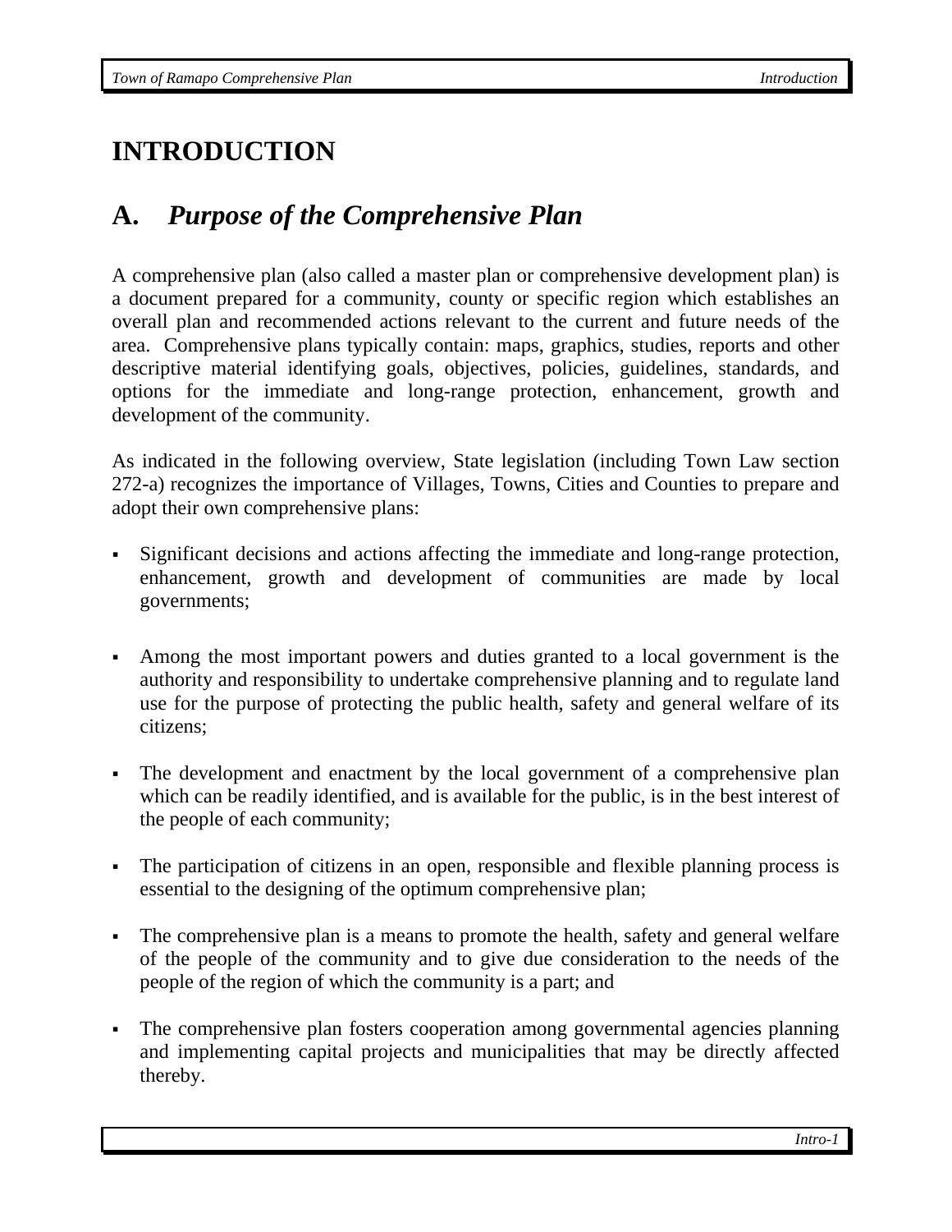# INTRODUCTION

## A. *Purpose of the Comprehensive Plan*

A comprehensive plan (also called a master plan or comprehensive development plan) is a document prepared for a community, county or specific region which establishes an overall plan and recommended actions relevant to the current and future needs of the area. Comprehensive plans typically contain: maps, graphics, studies, reports and other descriptive material identifying goals, objectives, policies, guidelines, standards, and options for the immediate and long-range protection, enhancement, growth and development of the community.

As indicated in the following overview, State legislation (including Town Law section 272-a) recognizes the importance of Villages, Towns, Cities and Counties to prepare and adopt their own comprehensive plans:

- Significant decisions and actions affecting the immediate and long-range protection, enhancement, growth and development of communities are made by local governments;

- Among the most important powers and duties granted to a local government is the authority and responsibility to undertake comprehensive planning and to regulate land use for the purpose of protecting the public health, safety and general welfare of its citizens;

- The development and enactment by the local government of a comprehensive plan which can be readily identified, and is available for the public, is in the best interest of the people of each community;

- The participation of citizens in an open, responsible and flexible planning process is essential to the designing of the optimum comprehensive plan;

- The comprehensive plan is a means to promote the health, safety and general welfare of the people of the community and to give due consideration to the needs of the people of the region of which the community is a part; and

- The comprehensive plan fosters cooperation among governmental agencies planning and implementing capital projects and municipalities that may be directly affected thereby.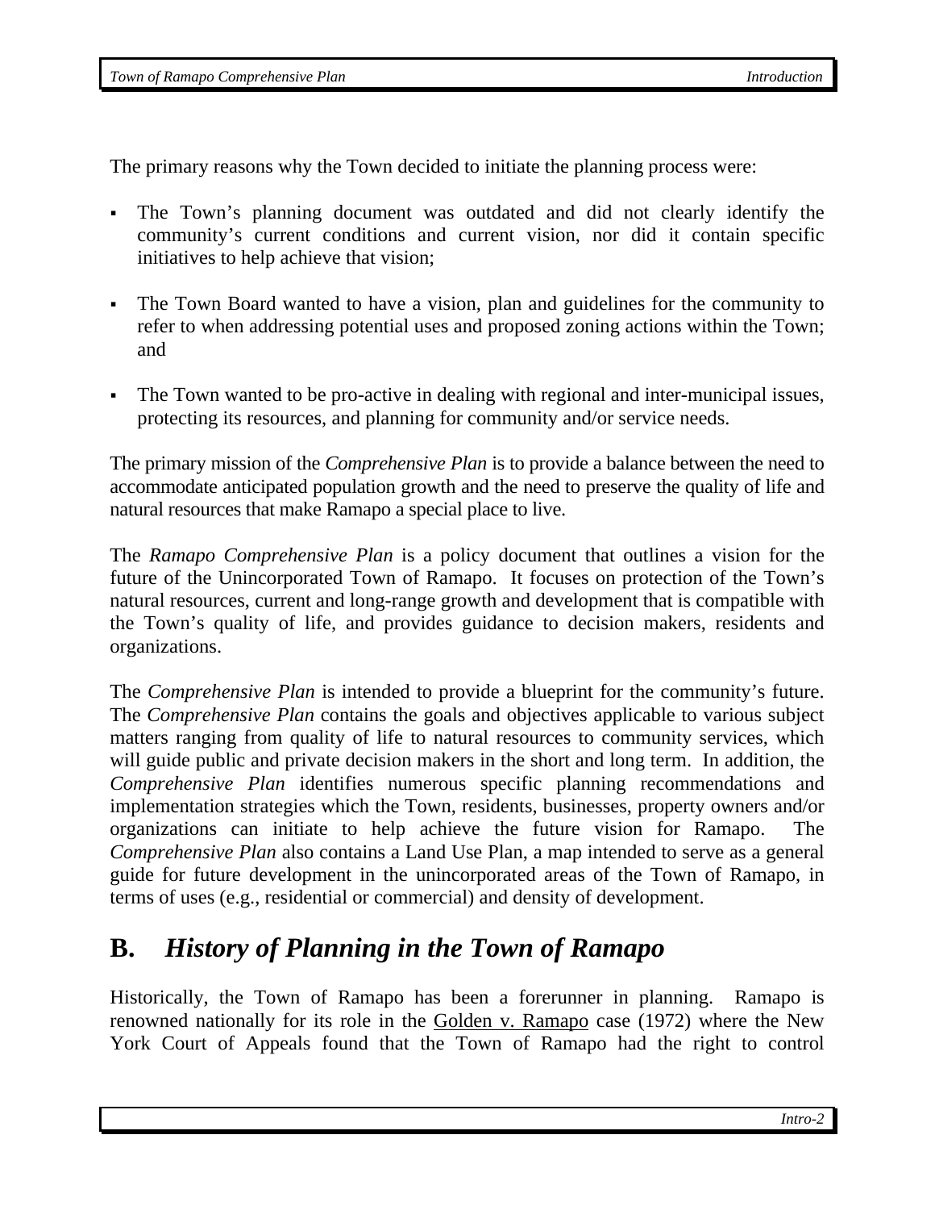The primary reasons why the Town decided to initiate the planning process were:

- The Town's planning document was outdated and did not clearly identify the community's current conditions and current vision, nor did it contain specific initiatives to help achieve that vision;
- The Town Board wanted to have a vision, plan and guidelines for the community to refer to when addressing potential uses and proposed zoning actions within the Town; and
- The Town wanted to be pro-active in dealing with regional and inter-municipal issues, protecting its resources, and planning for community and/or service needs.

The primary mission of the *Comprehensive Plan* is to provide a balance between the need to accommodate anticipated population growth and the need to preserve the quality of life and natural resources that make Ramapo a special place to live.

The *Ramapo Comprehensive Plan* is a policy document that outlines a vision for the future of the Unincorporated Town of Ramapo. It focuses on protection of the Town's natural resources, current and long-range growth and development that is compatible with the Town's quality of life, and provides guidance to decision makers, residents and organizations.

The *Comprehensive Plan* is intended to provide a blueprint for the community's future. The *Comprehensive Plan* contains the goals and objectives applicable to various subject matters ranging from quality of life to natural resources to community services, which will guide public and private decision makers in the short and long term. In addition, the *Comprehensive Plan* identifies numerous specific planning recommendations and implementation strategies which the Town, residents, businesses, property owners and/or organizations can initiate to help achieve the future vision for Ramapo. The *Comprehensive Plan* also contains a Land Use Plan, a map intended to serve as a general guide for future development in the unincorporated areas of the Town of Ramapo, in terms of uses (e.g., residential or commercial) and density of development.

## B. *History of Planning in the Town of Ramapo*

Historically, the Town of Ramapo has been a forerunner in planning. Ramapo is renowned nationally for its role in the Golden v. Ramapo case (1972) where the New York Court of Appeals found that the Town of Ramapo had the right to control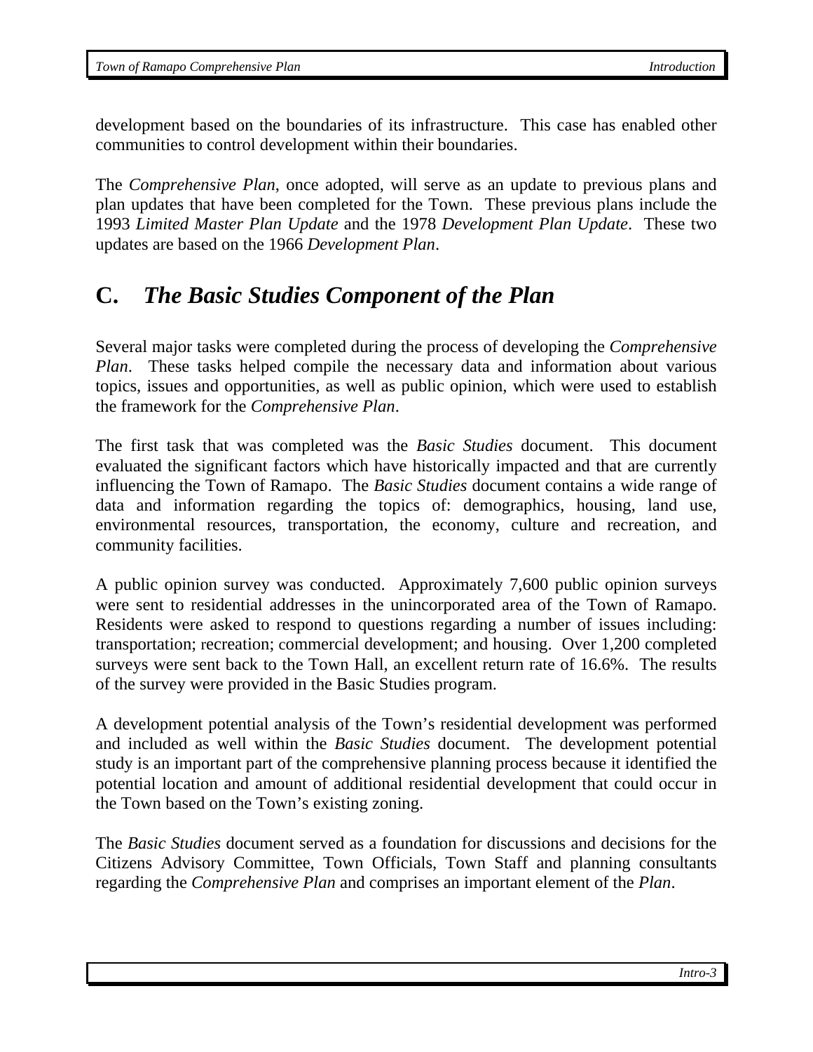development based on the boundaries of its infrastructure. This case has enabled other communities to control development within their boundaries.

The *Comprehensive Plan*, once adopted, will serve as an update to previous plans and plan updates that have been completed for the Town. These previous plans include the 1993 *Limited Master Plan Update* and the 1978 *Development Plan Update*. These two updates are based on the 1966 *Development Plan*.

## C. *The Basic Studies Component of the Plan*

Several major tasks were completed during the process of developing the *Comprehensive Plan*. These tasks helped compile the necessary data and information about various topics, issues and opportunities, as well as public opinion, which were used to establish the framework for the *Comprehensive Plan*.

The first task that was completed was the *Basic Studies* document. This document evaluated the significant factors which have historically impacted and that are currently influencing the Town of Ramapo. The *Basic Studies* document contains a wide range of data and information regarding the topics of: demographics, housing, land use, environmental resources, transportation, the economy, culture and recreation, and community facilities.

A public opinion survey was conducted. Approximately 7,600 public opinion surveys were sent to residential addresses in the unincorporated area of the Town of Ramapo. Residents were asked to respond to questions regarding a number of issues including: transportation; recreation; commercial development; and housing. Over 1,200 completed surveys were sent back to the Town Hall, an excellent return rate of 16.6%. The results of the survey were provided in the Basic Studies program.

A development potential analysis of the Town's residential development was performed and included as well within the *Basic Studies* document. The development potential study is an important part of the comprehensive planning process because it identified the potential location and amount of additional residential development that could occur in the Town based on the Town's existing zoning.

The *Basic Studies* document served as a foundation for discussions and decisions for the Citizens Advisory Committee, Town Officials, Town Staff and planning consultants regarding the *Comprehensive Plan* and comprises an important element of the *Plan*.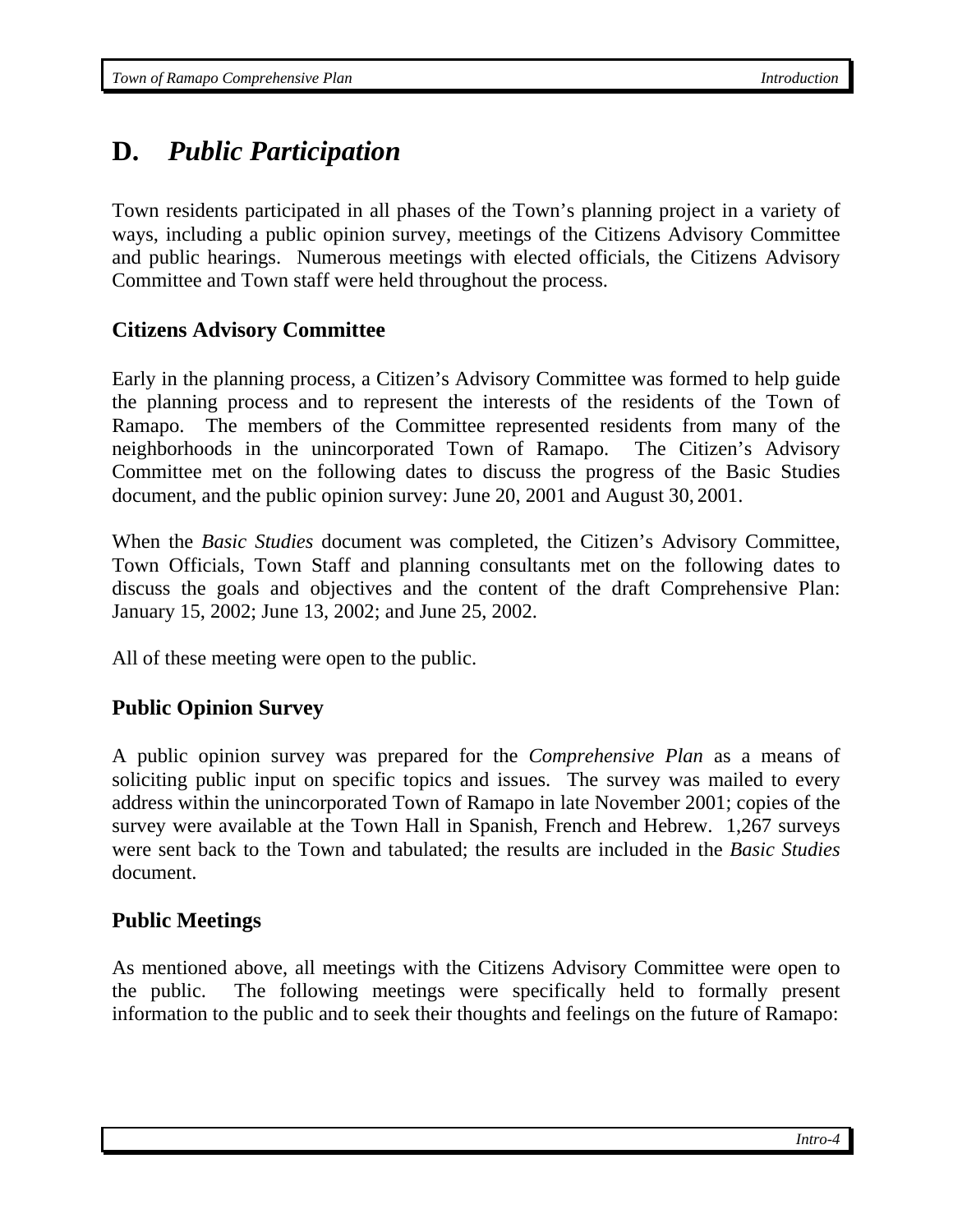## D. *Public Participation*

Town residents participated in all phases of the Town's planning project in a variety of ways, including a public opinion survey, meetings of the Citizens Advisory Committee and public hearings. Numerous meetings with elected officials, the Citizens Advisory Committee and Town staff were held throughout the process.

### Citizens Advisory Committee

Early in the planning process, a Citizen's Advisory Committee was formed to help guide the planning process and to represent the interests of the residents of the Town of Ramapo. The members of the Committee represented residents from many of the neighborhoods in the unincorporated Town of Ramapo. The Citizen's Advisory Committee met on the following dates to discuss the progress of the Basic Studies document, and the public opinion survey: June 20, 2001 and August 30, 2001.

When the *Basic Studies* document was completed, the Citizen's Advisory Committee, Town Officials, Town Staff and planning consultants met on the following dates to discuss the goals and objectives and the content of the draft Comprehensive Plan: January 15, 2002; June 13, 2002; and June 25, 2002.

All of these meeting were open to the public.

### Public Opinion Survey

A public opinion survey was prepared for the *Comprehensive Plan* as a means of soliciting public input on specific topics and issues. The survey was mailed to every address within the unincorporated Town of Ramapo in late November 2001; copies of the survey were available at the Town Hall in Spanish, French and Hebrew. 1,267 surveys were sent back to the Town and tabulated; the results are included in the *Basic Studies* document.

### Public Meetings

As mentioned above, all meetings with the Citizens Advisory Committee were open to the public. The following meetings were specifically held to formally present information to the public and to seek their thoughts and feelings on the future of Ramapo: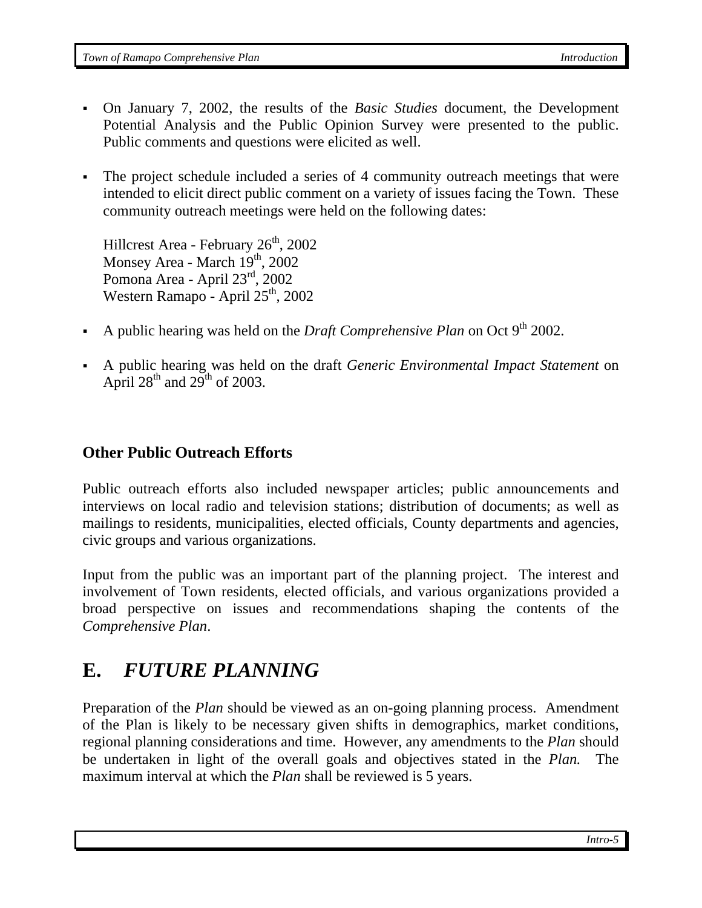- On January 7, 2002, the results of the *Basic Studies* document, the Development Potential Analysis and the Public Opinion Survey were presented to the public. Public comments and questions were elicited as well.

- The project schedule included a series of 4 community outreach meetings that were intended to elicit direct public comment on a variety of issues facing the Town. These community outreach meetings were held on the following dates:

  Hillcrest Area - February 26th, 2002
  Monsey Area - March 19th, 2002
  Pomona Area - April 23rd, 2002
  Western Ramapo - April 25th, 2002

- A public hearing was held on the *Draft Comprehensive Plan* on Oct 9th 2002.

- A public hearing was held on the draft *Generic Environmental Impact Statement* on April 28th and 29th of 2003.

### Other Public Outreach Efforts

Public outreach efforts also included newspaper articles; public announcements and interviews on local radio and television stations; distribution of documents; as well as mailings to residents, municipalities, elected officials, County departments and agencies, civic groups and various organizations.

Input from the public was an important part of the planning project. The interest and involvement of Town residents, elected officials, and various organizations provided a broad perspective on issues and recommendations shaping the contents of the *Comprehensive Plan*.

## E. *FUTURE PLANNING*

Preparation of the *Plan* should be viewed as an on-going planning process. Amendment of the Plan is likely to be necessary given shifts in demographics, market conditions, regional planning considerations and time. However, any amendments to the *Plan* should be undertaken in light of the overall goals and objectives stated in the *Plan.* The maximum interval at which the *Plan* shall be reviewed is 5 years.